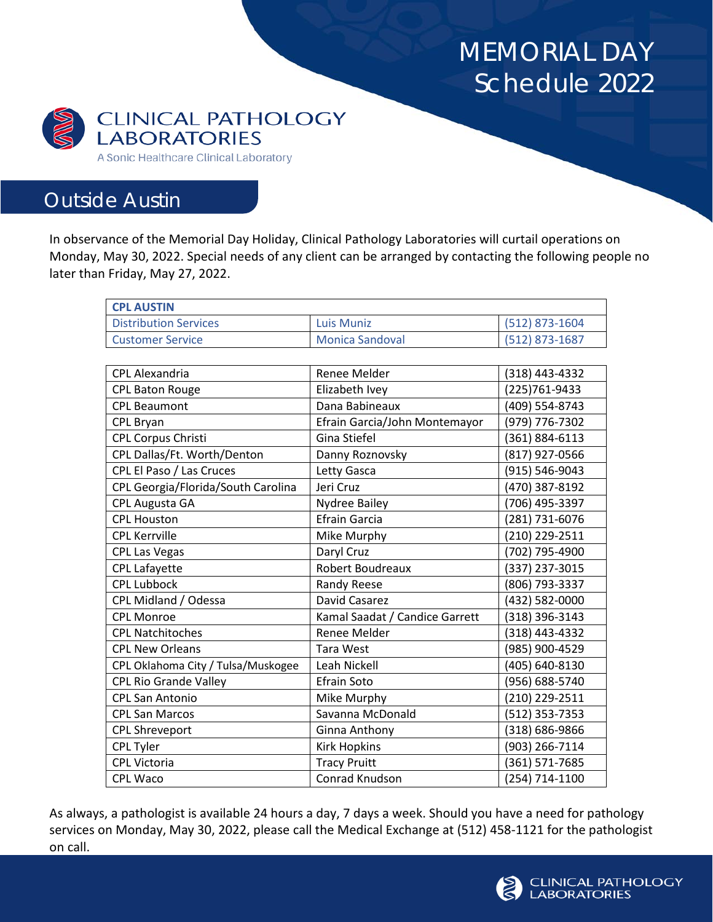# MEMORIAL DAY Schedule 2022

**CLINICAL PATHOLOGY LABORATORIES**

A Sonic Healthcare Clinical Laboratory

## Outside Austin

In observance of the Memorial Day Holiday, Clinical Pathology Laboratories will curtail operations on Monday, May 30, 2022. Special needs of any client can be arranged by contacting the following people no later than Friday, May 27, 2022.

| CPL AUSTIN | | |
|---|---|---|
| Distribution Services | Luis Muniz | (512) 873-1604 |
| Customer Service | Monica Sandoval | (512) 873-1687 |

| | | |
|---|---|---|
| CPL Alexandria | Renee Melder | (318) 443-4332 |
| CPL Baton Rouge | Elizabeth Ivey | (225)761-9433 |
| CPL Beaumont | Dana Babineaux | (409) 554-8743 |
| CPL Bryan | Efrain Garcia/John Montemayor | (979) 776-7302 |
| CPL Corpus Christi | Gina Stiefel | (361) 884-6113 |
| CPL Dallas/Ft. Worth/Denton | Danny Roznovsky | (817) 927-0566 |
| CPL El Paso / Las Cruces | Letty Gasca | (915) 546-9043 |
| CPL Georgia/Florida/South Carolina | Jeri Cruz | (470) 387-8192 |
| CPL Augusta GA | Nydree Bailey | (706) 495-3397 |
| CPL Houston | Efrain Garcia | (281) 731-6076 |
| CPL Kerrville | Mike Murphy | (210) 229-2511 |
| CPL Las Vegas | Daryl Cruz | (702) 795-4900 |
| CPL Lafayette | Robert Boudreaux | (337) 237-3015 |
| CPL Lubbock | Randy Reese | (806) 793-3337 |
| CPL Midland / Odessa | David Casarez | (432) 582-0000 |
| CPL Monroe | Kamal Saadat / Candice Garrett | (318) 396-3143 |
| CPL Natchitoches | Renee Melder | (318) 443-4332 |
| CPL New Orleans | Tara West | (985) 900-4529 |
| CPL Oklahoma City / Tulsa/Muskogee | Leah Nickell | (405) 640-8130 |
| CPL Rio Grande Valley | Efrain Soto | (956) 688-5740 |
| CPL San Antonio | Mike Murphy | (210) 229-2511 |
| CPL San Marcos | Savanna McDonald | (512) 353-7353 |
| CPL Shreveport | Ginna Anthony | (318) 686-9866 |
| CPL Tyler | Kirk Hopkins | (903) 266-7114 |
| CPL Victoria | Tracy Pruitt | (361) 571-7685 |
| CPL Waco | Conrad Knudson | (254) 714-1100 |

As always, a pathologist is available 24 hours a day, 7 days a week. Should you have a need for pathology services on Monday, May 30, 2022, please call the Medical Exchange at (512) 458-1121 for the pathologist on call.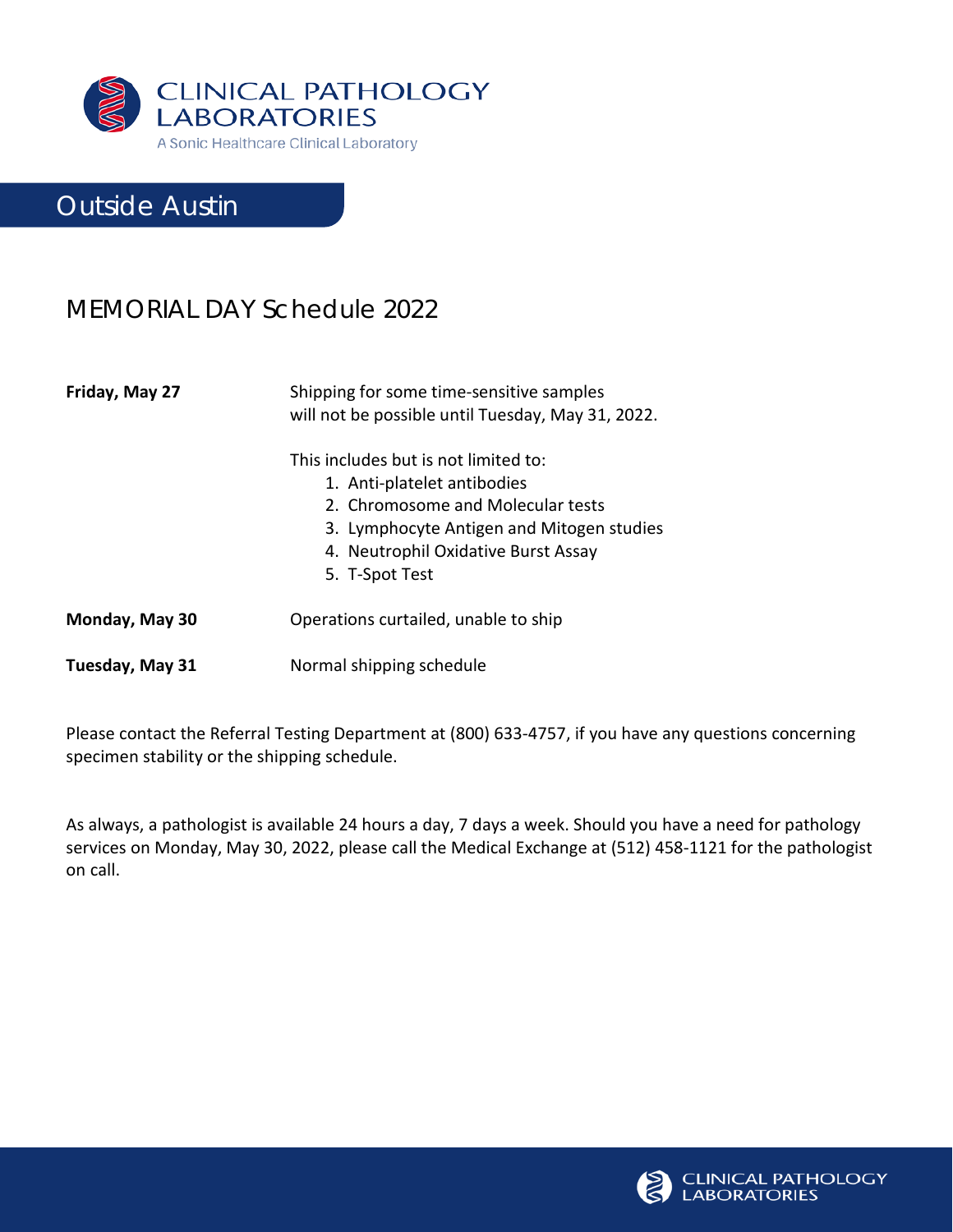# Outside Austin

## MEMORIAL DAY Schedule 2022

| | |
|---|---|
| **Friday, May 27** | Shipping for some time-sensitive samples will not be possible until Tuesday, May 31, 2022.<br><br>This includes but is not limited to:<br>1. Anti-platelet antibodies<br>2. Chromosome and Molecular tests<br>3. Lymphocyte Antigen and Mitogen studies<br>4. Neutrophil Oxidative Burst Assay<br>5. T-Spot Test |
| **Monday, May 30** | Operations curtailed, unable to ship |
| **Tuesday, May 31** | Normal shipping schedule |

Please contact the Referral Testing Department at (800) 633-4757, if you have any questions concerning specimen stability or the shipping schedule.

As always, a pathologist is available 24 hours a day, 7 days a week. Should you have a need for pathology services on Monday, May 30, 2022, please call the Medical Exchange at (512) 458-1121 for the pathologist on call.